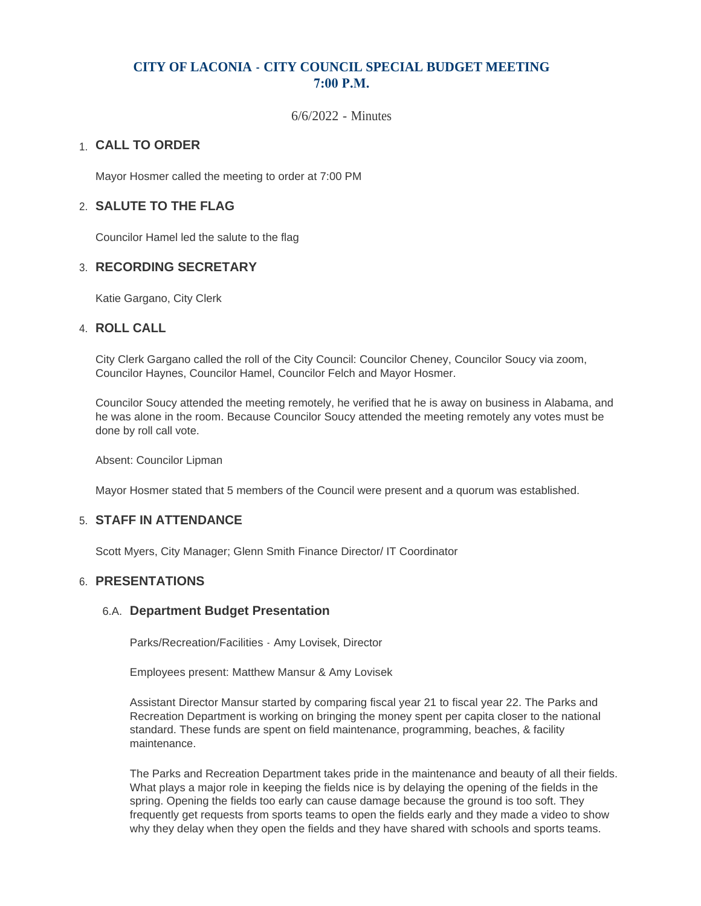# CITY OF LACONIA - CITY COUNCIL SPECIAL BUDGET MEETING 7:00 P.M.

6/6/2022 - Minutes

## 1. CALL TO ORDER

Mayor Hosmer called the meeting to order at 7:00 PM

## 2. SALUTE TO THE FLAG

Councilor Hamel led the salute to the flag

## 3. RECORDING SECRETARY

Katie Gargano, City Clerk

## 4. ROLL CALL

City Clerk Gargano called the roll of the City Council: Councilor Cheney, Councilor Soucy via zoom, Councilor Haynes, Councilor Hamel, Councilor Felch and Mayor Hosmer.

Councilor Soucy attended the meeting remotely, he verified that he is away on business in Alabama, and he was alone in the room. Because Councilor Soucy attended the meeting remotely any votes must be done by roll call vote.

Absent: Councilor Lipman

Mayor Hosmer stated that 5 members of the Council were present and a quorum was established.

## 5. STAFF IN ATTENDANCE

Scott Myers, City Manager; Glenn Smith Finance Director/ IT Coordinator

## 6. PRESENTATIONS

### 6.A. Department Budget Presentation

Parks/Recreation/Facilities - Amy Lovisek, Director

Employees present: Matthew Mansur & Amy Lovisek

Assistant Director Mansur started by comparing fiscal year 21 to fiscal year 22. The Parks and Recreation Department is working on bringing the money spent per capita closer to the national standard. These funds are spent on field maintenance, programming, beaches, & facility maintenance.

The Parks and Recreation Department takes pride in the maintenance and beauty of all their fields. What plays a major role in keeping the fields nice is by delaying the opening of the fields in the spring. Opening the fields too early can cause damage because the ground is too soft. They frequently get requests from sports teams to open the fields early and they made a video to show why they delay when they open the fields and they have shared with schools and sports teams.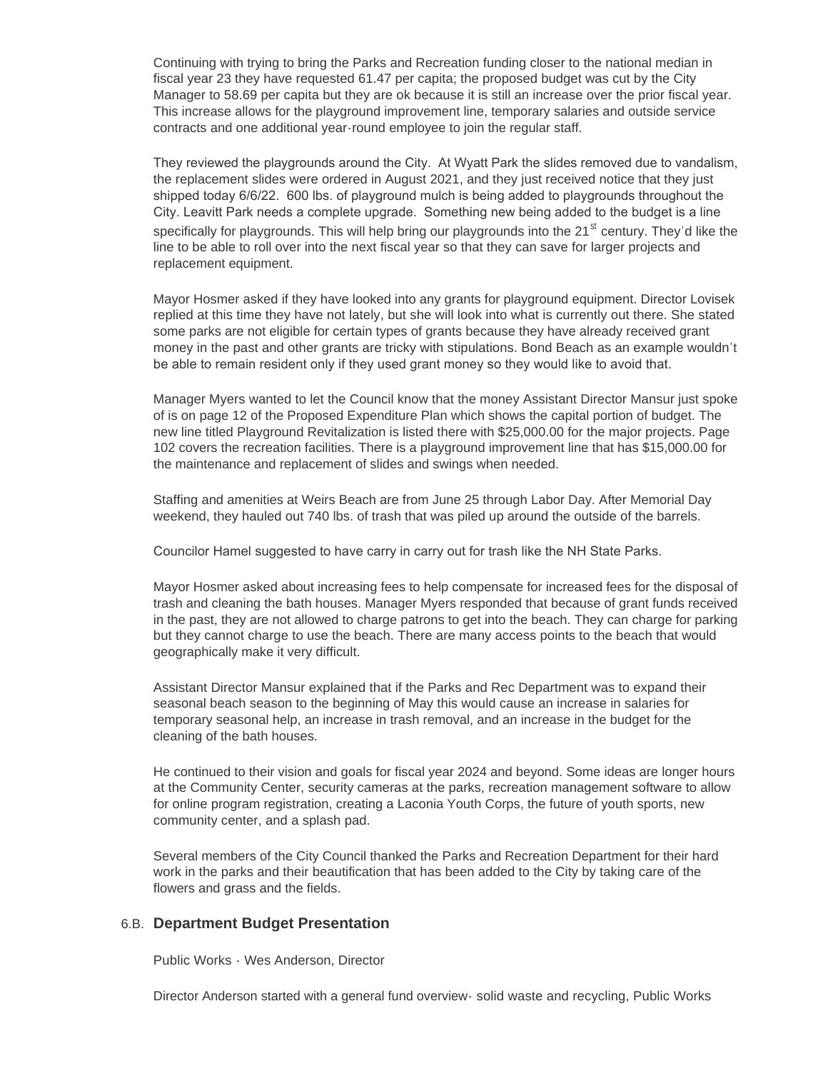Continuing with trying to bring the Parks and Recreation funding closer to the national median in fiscal year 23 they have requested 61.47 per capita; the proposed budget was cut by the City Manager to 58.69 per capita but they are ok because it is still an increase over the prior fiscal year. This increase allows for the playground improvement line, temporary salaries and outside service contracts and one additional year-round employee to join the regular staff.

They reviewed the playgrounds around the City. At Wyatt Park the slides removed due to vandalism, the replacement slides were ordered in August 2021, and they just received notice that they just shipped today 6/6/22. 600 lbs. of playground mulch is being added to playgrounds throughout the City. Leavitt Park needs a complete upgrade. Something new being added to the budget is a line specifically for playgrounds. This will help bring our playgrounds into the 21st century. They'd like the line to be able to roll over into the next fiscal year so that they can save for larger projects and replacement equipment.

Mayor Hosmer asked if they have looked into any grants for playground equipment. Director Lovisek replied at this time they have not lately, but she will look into what is currently out there. She stated some parks are not eligible for certain types of grants because they have already received grant money in the past and other grants are tricky with stipulations. Bond Beach as an example wouldn't be able to remain resident only if they used grant money so they would like to avoid that.

Manager Myers wanted to let the Council know that the money Assistant Director Mansur just spoke of is on page 12 of the Proposed Expenditure Plan which shows the capital portion of budget. The new line titled Playground Revitalization is listed there with $25,000.00 for the major projects. Page 102 covers the recreation facilities. There is a playground improvement line that has $15,000.00 for the maintenance and replacement of slides and swings when needed.

Staffing and amenities at Weirs Beach are from June 25 through Labor Day. After Memorial Day weekend, they hauled out 740 lbs. of trash that was piled up around the outside of the barrels.

Councilor Hamel suggested to have carry in carry out for trash like the NH State Parks.

Mayor Hosmer asked about increasing fees to help compensate for increased fees for the disposal of trash and cleaning the bath houses. Manager Myers responded that because of grant funds received in the past, they are not allowed to charge patrons to get into the beach. They can charge for parking but they cannot charge to use the beach. There are many access points to the beach that would geographically make it very difficult.

Assistant Director Mansur explained that if the Parks and Rec Department was to expand their seasonal beach season to the beginning of May this would cause an increase in salaries for temporary seasonal help, an increase in trash removal, and an increase in the budget for the cleaning of the bath houses.

He continued to their vision and goals for fiscal year 2024 and beyond. Some ideas are longer hours at the Community Center, security cameras at the parks, recreation management software to allow for online program registration, creating a Laconia Youth Corps, the future of youth sports, new community center, and a splash pad.

Several members of the City Council thanked the Parks and Recreation Department for their hard work in the parks and their beautification that has been added to the City by taking care of the flowers and grass and the fields.

## 6.B. Department Budget Presentation

Public Works - Wes Anderson, Director

Director Anderson started with a general fund overview- solid waste and recycling, Public Works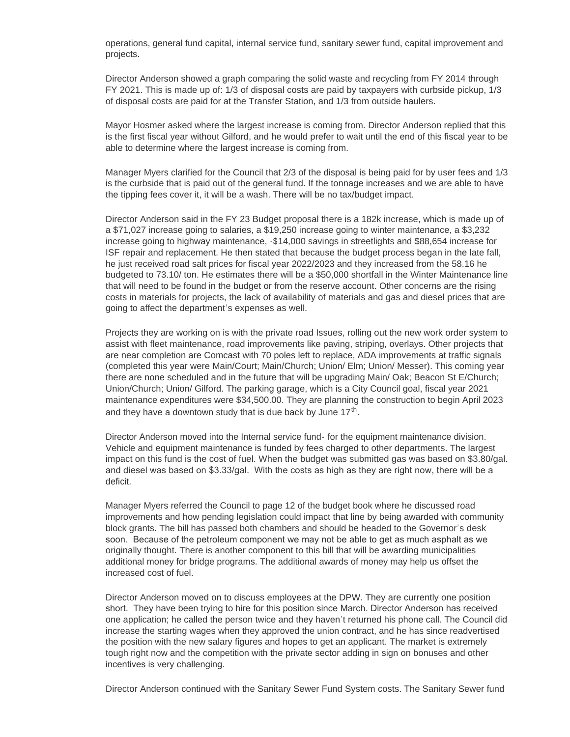operations, general fund capital, internal service fund, sanitary sewer fund, capital improvement and projects.

Director Anderson showed a graph comparing the solid waste and recycling from FY 2014 through FY 2021. This is made up of: 1/3 of disposal costs are paid by taxpayers with curbside pickup, 1/3 of disposal costs are paid for at the Transfer Station, and 1/3 from outside haulers.

Mayor Hosmer asked where the largest increase is coming from. Director Anderson replied that this is the first fiscal year without Gilford, and he would prefer to wait until the end of this fiscal year to be able to determine where the largest increase is coming from.

Manager Myers clarified for the Council that 2/3 of the disposal is being paid for by user fees and 1/3 is the curbside that is paid out of the general fund. If the tonnage increases and we are able to have the tipping fees cover it, it will be a wash. There will be no tax/budget impact.

Director Anderson said in the FY 23 Budget proposal there is a 182k increase, which is made up of a $71,027 increase going to salaries, a $19,250 increase going to winter maintenance, a $3,232 increase going to highway maintenance, -$14,000 savings in streetlights and $88,654 increase for ISF repair and replacement. He then stated that because the budget process began in the late fall, he just received road salt prices for fiscal year 2022/2023 and they increased from the 58.16 he budgeted to 73.10/ ton. He estimates there will be a $50,000 shortfall in the Winter Maintenance line that will need to be found in the budget or from the reserve account. Other concerns are the rising costs in materials for projects, the lack of availability of materials and gas and diesel prices that are going to affect the department's expenses as well.

Projects they are working on is with the private road Issues, rolling out the new work order system to assist with fleet maintenance, road improvements like paving, striping, overlays. Other projects that are near completion are Comcast with 70 poles left to replace, ADA improvements at traffic signals (completed this year were Main/Court; Main/Church; Union/ Elm; Union/ Messer). This coming year there are none scheduled and in the future that will be upgrading Main/ Oak; Beacon St E/Church; Union/Church; Union/ Gilford. The parking garage, which is a City Council goal, fiscal year 2021 maintenance expenditures were $34,500.00. They are planning the construction to begin April 2023 and they have a downtown study that is due back by June 17th.

Director Anderson moved into the Internal service fund- for the equipment maintenance division. Vehicle and equipment maintenance is funded by fees charged to other departments. The largest impact on this fund is the cost of fuel. When the budget was submitted gas was based on $3.80/gal. and diesel was based on $3.33/gal. With the costs as high as they are right now, there will be a deficit.

Manager Myers referred the Council to page 12 of the budget book where he discussed road improvements and how pending legislation could impact that line by being awarded with community block grants. The bill has passed both chambers and should be headed to the Governor's desk soon. Because of the petroleum component we may not be able to get as much asphalt as we originally thought. There is another component to this bill that will be awarding municipalities additional money for bridge programs. The additional awards of money may help us offset the increased cost of fuel.

Director Anderson moved on to discuss employees at the DPW. They are currently one position short. They have been trying to hire for this position since March. Director Anderson has received one application; he called the person twice and they haven't returned his phone call. The Council did increase the starting wages when they approved the union contract, and he has since readvertised the position with the new salary figures and hopes to get an applicant. The market is extremely tough right now and the competition with the private sector adding in sign on bonuses and other incentives is very challenging.

Director Anderson continued with the Sanitary Sewer Fund System costs. The Sanitary Sewer fund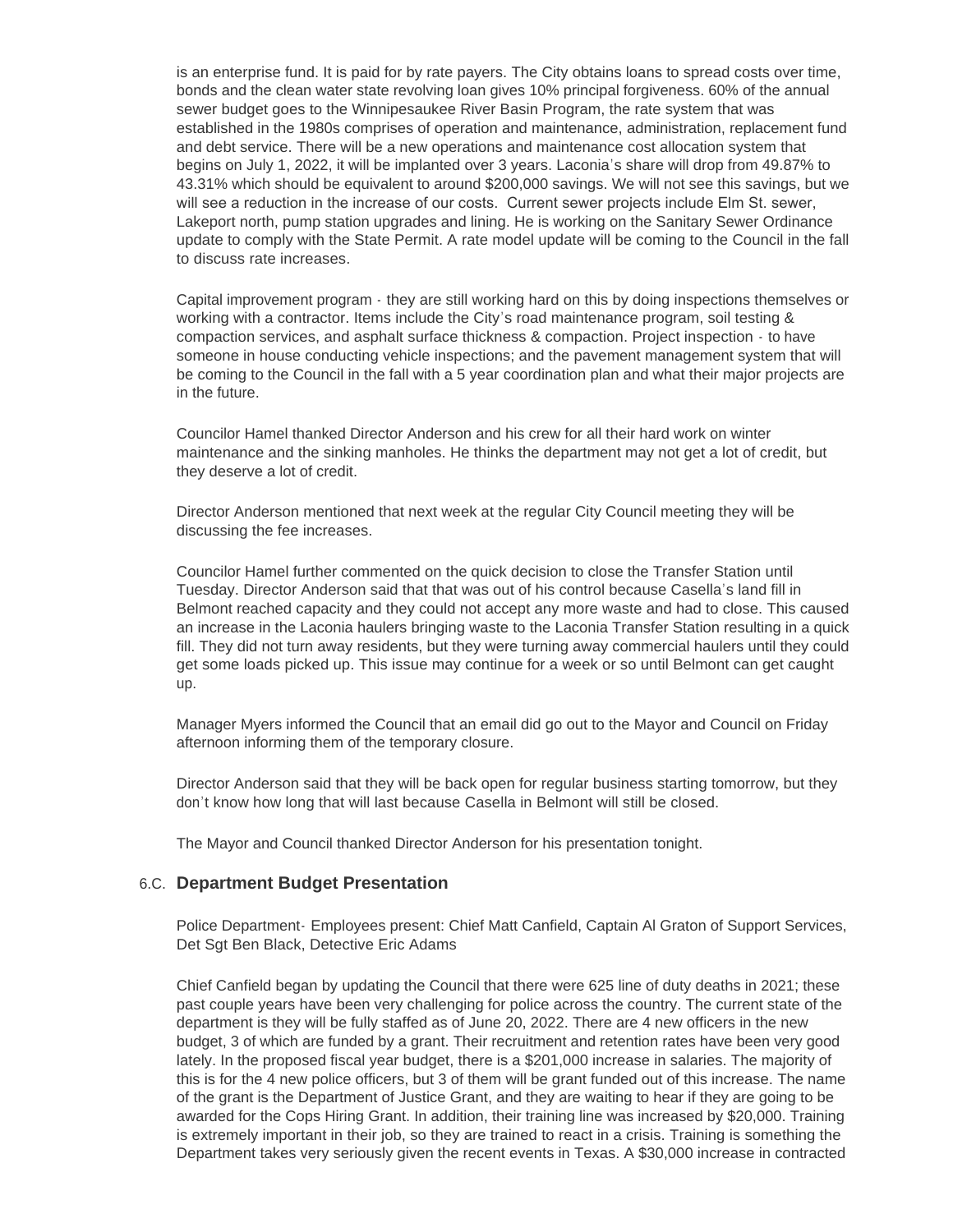is an enterprise fund. It is paid for by rate payers. The City obtains loans to spread costs over time, bonds and the clean water state revolving loan gives 10% principal forgiveness. 60% of the annual sewer budget goes to the Winnipesaukee River Basin Program, the rate system that was established in the 1980s comprises of operation and maintenance, administration, replacement fund and debt service. There will be a new operations and maintenance cost allocation system that begins on July 1, 2022, it will be implanted over 3 years. Laconia's share will drop from 49.87% to 43.31% which should be equivalent to around $200,000 savings. We will not see this savings, but we will see a reduction in the increase of our costs. Current sewer projects include Elm St. sewer, Lakeport north, pump station upgrades and lining. He is working on the Sanitary Sewer Ordinance update to comply with the State Permit. A rate model update will be coming to the Council in the fall to discuss rate increases.

Capital improvement program - they are still working hard on this by doing inspections themselves or working with a contractor. Items include the City's road maintenance program, soil testing & compaction services, and asphalt surface thickness & compaction. Project inspection - to have someone in house conducting vehicle inspections; and the pavement management system that will be coming to the Council in the fall with a 5 year coordination plan and what their major projects are in the future.

Councilor Hamel thanked Director Anderson and his crew for all their hard work on winter maintenance and the sinking manholes. He thinks the department may not get a lot of credit, but they deserve a lot of credit.

Director Anderson mentioned that next week at the regular City Council meeting they will be discussing the fee increases.

Councilor Hamel further commented on the quick decision to close the Transfer Station until Tuesday. Director Anderson said that that was out of his control because Casella's land fill in Belmont reached capacity and they could not accept any more waste and had to close. This caused an increase in the Laconia haulers bringing waste to the Laconia Transfer Station resulting in a quick fill. They did not turn away residents, but they were turning away commercial haulers until they could get some loads picked up. This issue may continue for a week or so until Belmont can get caught up.

Manager Myers informed the Council that an email did go out to the Mayor and Council on Friday afternoon informing them of the temporary closure.

Director Anderson said that they will be back open for regular business starting tomorrow, but they don't know how long that will last because Casella in Belmont will still be closed.

The Mayor and Council thanked Director Anderson for his presentation tonight.

## 6.C. Department Budget Presentation

Police Department- Employees present: Chief Matt Canfield, Captain Al Graton of Support Services, Det Sgt Ben Black, Detective Eric Adams

Chief Canfield began by updating the Council that there were 625 line of duty deaths in 2021; these past couple years have been very challenging for police across the country. The current state of the department is they will be fully staffed as of June 20, 2022. There are 4 new officers in the new budget, 3 of which are funded by a grant. Their recruitment and retention rates have been very good lately. In the proposed fiscal year budget, there is a $201,000 increase in salaries. The majority of this is for the 4 new police officers, but 3 of them will be grant funded out of this increase. The name of the grant is the Department of Justice Grant, and they are waiting to hear if they are going to be awarded for the Cops Hiring Grant. In addition, their training line was increased by $20,000. Training is extremely important in their job, so they are trained to react in a crisis. Training is something the Department takes very seriously given the recent events in Texas. A $30,000 increase in contracted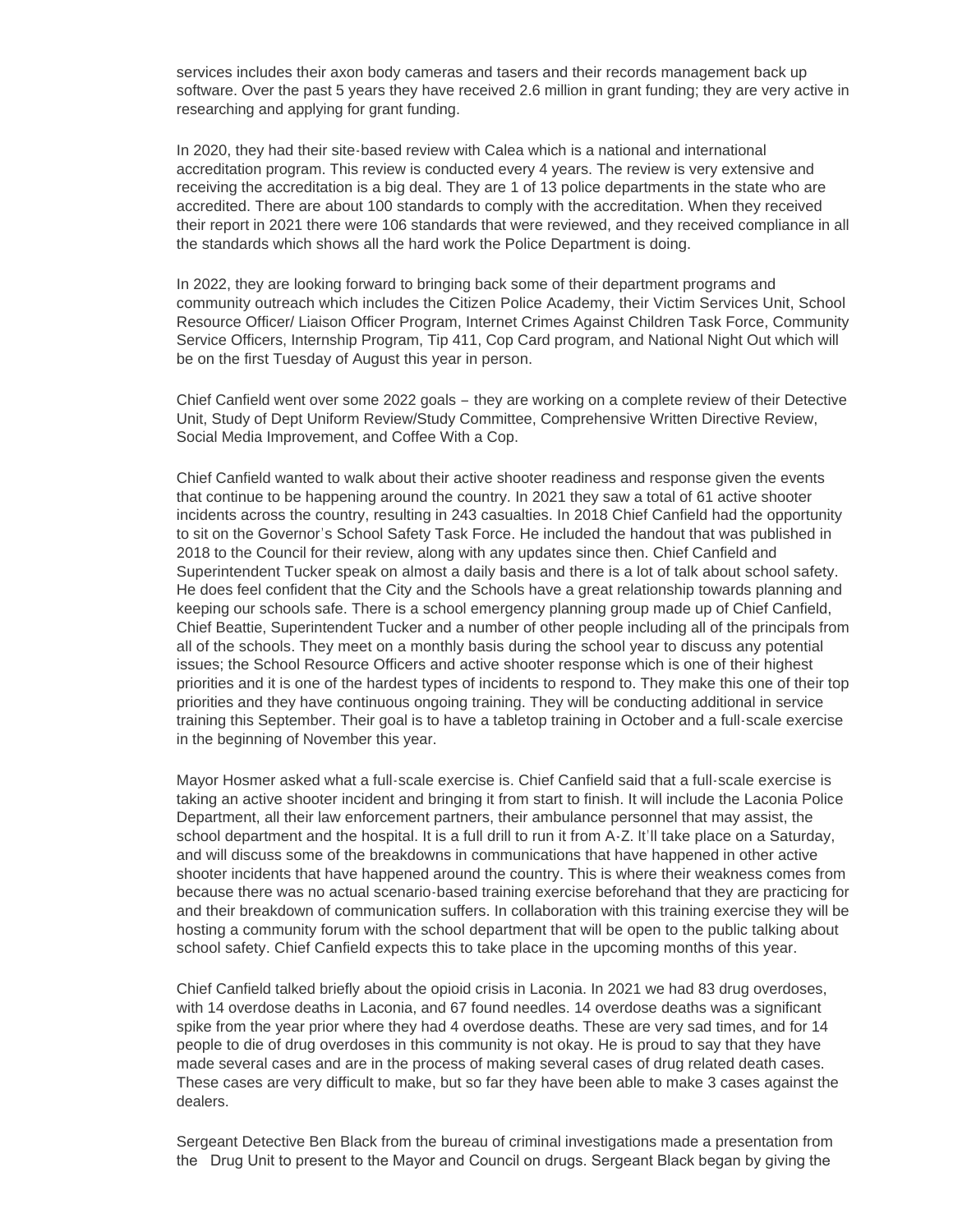services includes their axon body cameras and tasers and their records management back up software. Over the past 5 years they have received 2.6 million in grant funding; they are very active in researching and applying for grant funding.

In 2020, they had their site-based review with Calea which is a national and international accreditation program. This review is conducted every 4 years. The review is very extensive and receiving the accreditation is a big deal. They are 1 of 13 police departments in the state who are accredited. There are about 100 standards to comply with the accreditation. When they received their report in 2021 there were 106 standards that were reviewed, and they received compliance in all the standards which shows all the hard work the Police Department is doing.

In 2022, they are looking forward to bringing back some of their department programs and community outreach which includes the Citizen Police Academy, their Victim Services Unit, School Resource Officer/ Liaison Officer Program, Internet Crimes Against Children Task Force, Community Service Officers, Internship Program, Tip 411, Cop Card program, and National Night Out which will be on the first Tuesday of August this year in person.

Chief Canfield went over some 2022 goals – they are working on a complete review of their Detective Unit, Study of Dept Uniform Review/Study Committee, Comprehensive Written Directive Review, Social Media Improvement, and Coffee With a Cop.

Chief Canfield wanted to walk about their active shooter readiness and response given the events that continue to be happening around the country. In 2021 they saw a total of 61 active shooter incidents across the country, resulting in 243 casualties. In 2018 Chief Canfield had the opportunity to sit on the Governor's School Safety Task Force. He included the handout that was published in 2018 to the Council for their review, along with any updates since then. Chief Canfield and Superintendent Tucker speak on almost a daily basis and there is a lot of talk about school safety. He does feel confident that the City and the Schools have a great relationship towards planning and keeping our schools safe. There is a school emergency planning group made up of Chief Canfield, Chief Beattie, Superintendent Tucker and a number of other people including all of the principals from all of the schools. They meet on a monthly basis during the school year to discuss any potential issues; the School Resource Officers and active shooter response which is one of their highest priorities and it is one of the hardest types of incidents to respond to. They make this one of their top priorities and they have continuous ongoing training. They will be conducting additional in service training this September. Their goal is to have a tabletop training in October and a full-scale exercise in the beginning of November this year.

Mayor Hosmer asked what a full-scale exercise is. Chief Canfield said that a full-scale exercise is taking an active shooter incident and bringing it from start to finish. It will include the Laconia Police Department, all their law enforcement partners, their ambulance personnel that may assist, the school department and the hospital. It is a full drill to run it from A-Z. It'll take place on a Saturday, and will discuss some of the breakdowns in communications that have happened in other active shooter incidents that have happened around the country. This is where their weakness comes from because there was no actual scenario-based training exercise beforehand that they are practicing for and their breakdown of communication suffers. In collaboration with this training exercise they will be hosting a community forum with the school department that will be open to the public talking about school safety. Chief Canfield expects this to take place in the upcoming months of this year.

Chief Canfield talked briefly about the opioid crisis in Laconia. In 2021 we had 83 drug overdoses, with 14 overdose deaths in Laconia, and 67 found needles. 14 overdose deaths was a significant spike from the year prior where they had 4 overdose deaths. These are very sad times, and for 14 people to die of drug overdoses in this community is not okay. He is proud to say that they have made several cases and are in the process of making several cases of drug related death cases. These cases are very difficult to make, but so far they have been able to make 3 cases against the dealers.

Sergeant Detective Ben Black from the bureau of criminal investigations made a presentation from the Drug Unit to present to the Mayor and Council on drugs. Sergeant Black began by giving the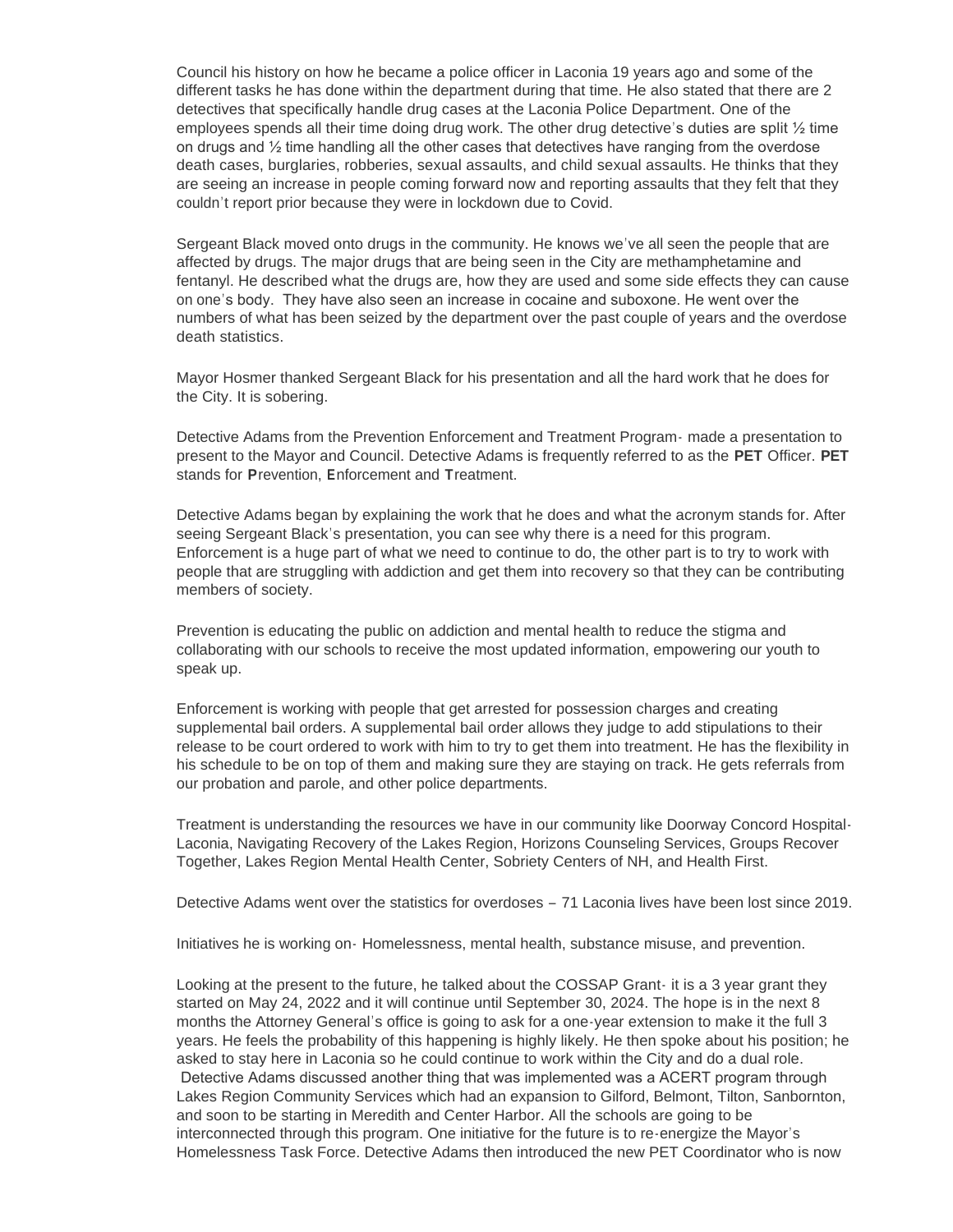Council his history on how he became a police officer in Laconia 19 years ago and some of the different tasks he has done within the department during that time. He also stated that there are 2 detectives that specifically handle drug cases at the Laconia Police Department. One of the employees spends all their time doing drug work. The other drug detective's duties are split ½ time on drugs and ½ time handling all the other cases that detectives have ranging from the overdose death cases, burglaries, robberies, sexual assaults, and child sexual assaults. He thinks that they are seeing an increase in people coming forward now and reporting assaults that they felt that they couldn't report prior because they were in lockdown due to Covid.

Sergeant Black moved onto drugs in the community. He knows we've all seen the people that are affected by drugs. The major drugs that are being seen in the City are methamphetamine and fentanyl. He described what the drugs are, how they are used and some side effects they can cause on one's body. They have also seen an increase in cocaine and suboxone. He went over the numbers of what has been seized by the department over the past couple of years and the overdose death statistics.

Mayor Hosmer thanked Sergeant Black for his presentation and all the hard work that he does for the City. It is sobering.

Detective Adams from the Prevention Enforcement and Treatment Program- made a presentation to present to the Mayor and Council. Detective Adams is frequently referred to as the **PET** Officer. **PET** stands for **P**revention, **E**nforcement and **T**reatment.

Detective Adams began by explaining the work that he does and what the acronym stands for. After seeing Sergeant Black's presentation, you can see why there is a need for this program. Enforcement is a huge part of what we need to continue to do, the other part is to try to work with people that are struggling with addiction and get them into recovery so that they can be contributing members of society.

Prevention is educating the public on addiction and mental health to reduce the stigma and collaborating with our schools to receive the most updated information, empowering our youth to speak up.

Enforcement is working with people that get arrested for possession charges and creating supplemental bail orders. A supplemental bail order allows they judge to add stipulations to their release to be court ordered to work with him to try to get them into treatment. He has the flexibility in his schedule to be on top of them and making sure they are staying on track. He gets referrals from our probation and parole, and other police departments.

Treatment is understanding the resources we have in our community like Doorway Concord Hospital-Laconia, Navigating Recovery of the Lakes Region, Horizons Counseling Services, Groups Recover Together, Lakes Region Mental Health Center, Sobriety Centers of NH, and Health First.

Detective Adams went over the statistics for overdoses – 71 Laconia lives have been lost since 2019.

Initiatives he is working on- Homelessness, mental health, substance misuse, and prevention.

Looking at the present to the future, he talked about the COSSAP Grant- it is a 3 year grant they started on May 24, 2022 and it will continue until September 30, 2024. The hope is in the next 8 months the Attorney General's office is going to ask for a one-year extension to make it the full 3 years. He feels the probability of this happening is highly likely. He then spoke about his position; he asked to stay here in Laconia so he could continue to work within the City and do a dual role. Detective Adams discussed another thing that was implemented was a ACERT program through Lakes Region Community Services which had an expansion to Gilford, Belmont, Tilton, Sanbornton, and soon to be starting in Meredith and Center Harbor. All the schools are going to be interconnected through this program. One initiative for the future is to re-energize the Mayor's Homelessness Task Force. Detective Adams then introduced the new PET Coordinator who is now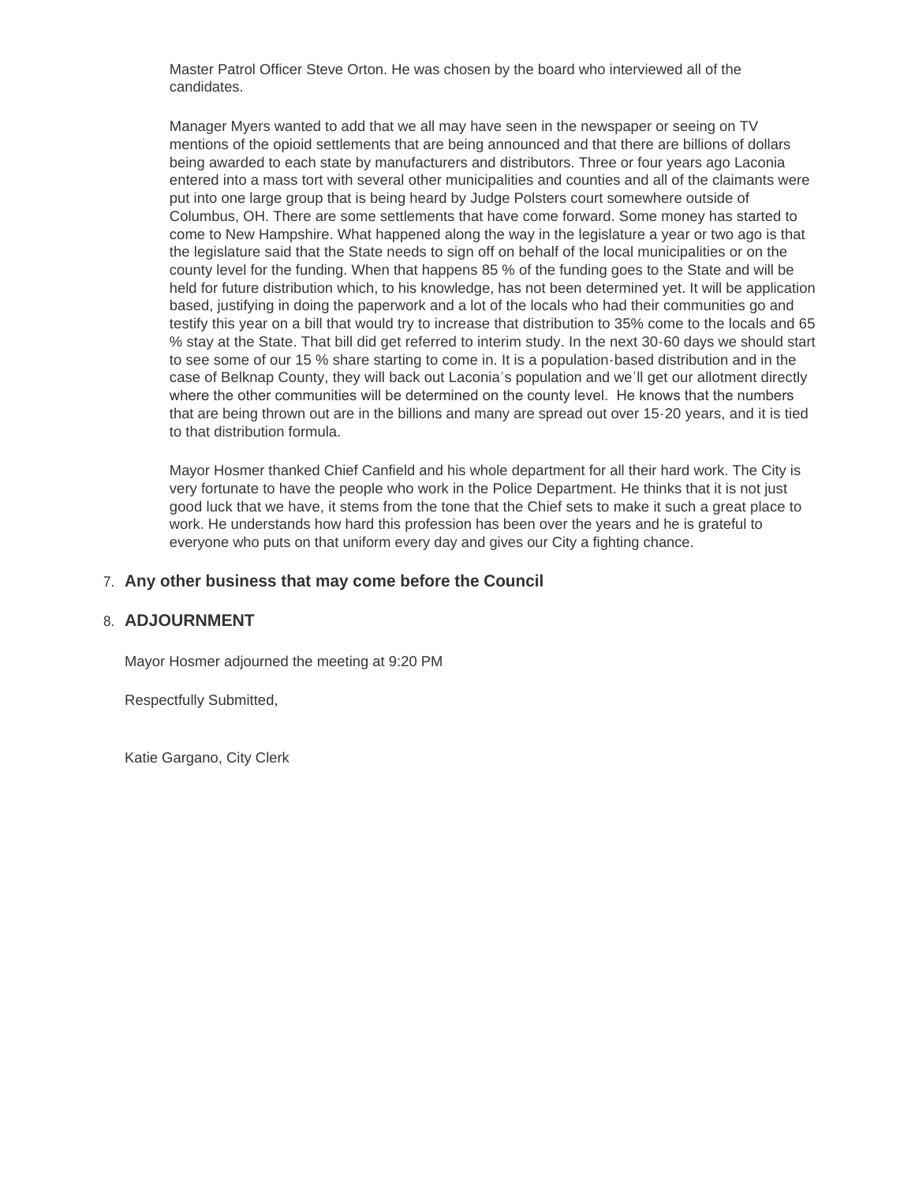Master Patrol Officer Steve Orton. He was chosen by the board who interviewed all of the candidates.

Manager Myers wanted to add that we all may have seen in the newspaper or seeing on TV mentions of the opioid settlements that are being announced and that there are billions of dollars being awarded to each state by manufacturers and distributors. Three or four years ago Laconia entered into a mass tort with several other municipalities and counties and all of the claimants were put into one large group that is being heard by Judge Polsters court somewhere outside of Columbus, OH. There are some settlements that have come forward. Some money has started to come to New Hampshire. What happened along the way in the legislature a year or two ago is that the legislature said that the State needs to sign off on behalf of the local municipalities or on the county level for the funding. When that happens 85 % of the funding goes to the State and will be held for future distribution which, to his knowledge, has not been determined yet. It will be application based, justifying in doing the paperwork and a lot of the locals who had their communities go and testify this year on a bill that would try to increase that distribution to 35% come to the locals and 65 % stay at the State. That bill did get referred to interim study. In the next 30-60 days we should start to see some of our 15 % share starting to come in. It is a population-based distribution and in the case of Belknap County, they will back out Laconia's population and we'll get our allotment directly where the other communities will be determined on the county level. He knows that the numbers that are being thrown out are in the billions and many are spread out over 15-20 years, and it is tied to that distribution formula.

Mayor Hosmer thanked Chief Canfield and his whole department for all their hard work. The City is very fortunate to have the people who work in the Police Department. He thinks that it is not just good luck that we have, it stems from the tone that the Chief sets to make it such a great place to work. He understands how hard this profession has been over the years and he is grateful to everyone who puts on that uniform every day and gives our City a fighting chance.

7. **Any other business that may come before the Council**

8. **ADJOURNMENT**

Mayor Hosmer adjourned the meeting at 9:20 PM

Respectfully Submitted,

Katie Gargano, City Clerk